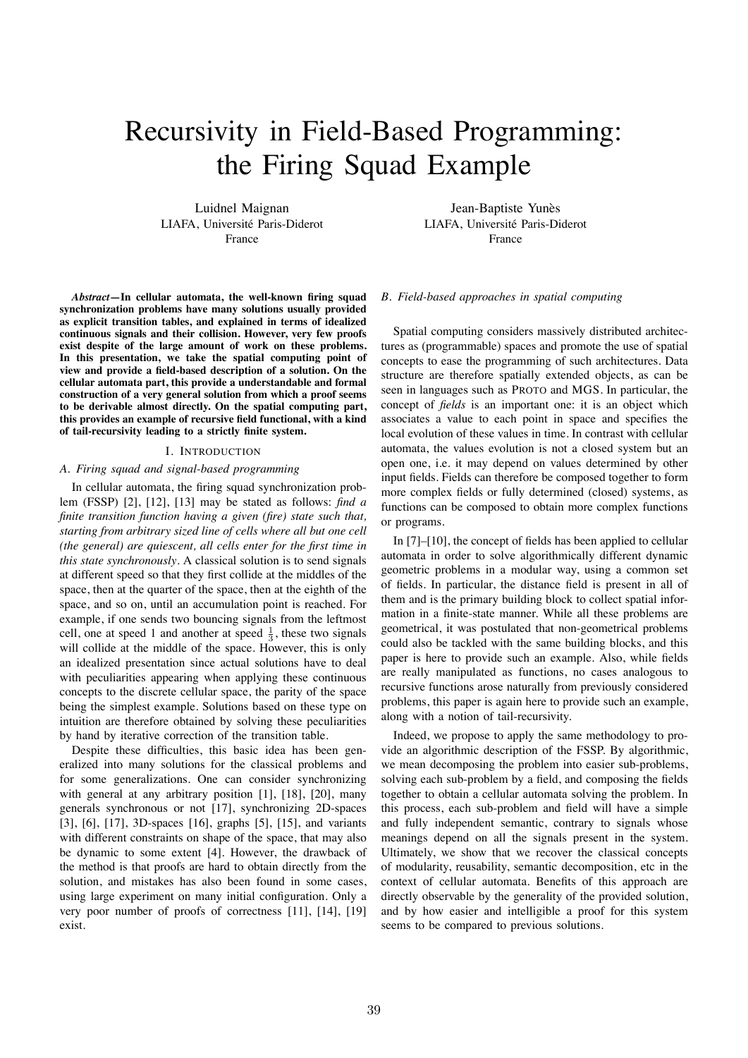# Recursivity in Field-Based Programming: the Firing Squad Example

Luidnel Maignan
LIAFA, Université Paris-Diderot
France

Jean-Baptiste Yunès
LIAFA, Université Paris-Diderot
France

***Abstract*—In cellular automata, the well-known firing squad synchronization problems have many solutions usually provided as explicit transition tables, and explained in terms of idealized continuous signals and their collision. However, very few proofs exist despite of the large amount of work on these problems. In this presentation, we take the spatial computing point of view and provide a field-based description of a solution. On the cellular automata part, this provide a understandable and formal construction of a very general solution from which a proof seems to be derivable almost directly. On the spatial computing part, this provides an example of recursive field functional, with a kind of tail-recursivity leading to a strictly finite system.**

## I. Introduction

### *A. Firing squad and signal-based programming*

In cellular automata, the firing squad synchronization problem (FSSP) [2], [12], [13] may be stated as follows: *find a finite transition function having a given (fire) state such that, starting from arbitrary sized line of cells where all but one cell (the general) are quiescent, all cells enter for the first time in this state synchronously*. A classical solution is to send signals at different speed so that they first collide at the middles of the space, then at the quarter of the space, then at the eighth of the space, and so on, until an accumulation point is reached. For example, if one sends two bouncing signals from the leftmost cell, one at speed 1 and another at speed $\frac{1}{3}$, these two signals will collide at the middle of the space. However, this is only an idealized presentation since actual solutions have to deal with peculiarities appearing when applying these continuous concepts to the discrete cellular space, the parity of the space being the simplest example. Solutions based on these type on intuition are therefore obtained by solving these peculiarities by hand by iterative correction of the transition table.

Despite these difficulties, this basic idea has been generalized into many solutions for the classical problems and for some generalizations. One can consider synchronizing with general at any arbitrary position [1], [18], [20], many generals synchronous or not [17], synchronizing 2D-spaces [3], [6], [17], 3D-spaces [16], graphs [5], [15], and variants with different constraints on shape of the space, that may also be dynamic to some extent [4]. However, the drawback of the method is that proofs are hard to obtain directly from the solution, and mistakes has also been found in some cases, using large experiment on many initial configuration. Only a very poor number of proofs of correctness [11], [14], [19] exist.

### *B. Field-based approaches in spatial computing*

Spatial computing considers massively distributed architectures as (programmable) spaces and promote the use of spatial concepts to ease the programming of such architectures. Data structure are therefore spatially extended objects, as can be seen in languages such as PROTO and MGS. In particular, the concept of *fields* is an important one: it is an object which associates a value to each point in space and specifies the local evolution of these values in time. In contrast with cellular automata, the values evolution is not a closed system but an open one, i.e. it may depend on values determined by other input fields. Fields can therefore be composed together to form more complex fields or fully determined (closed) systems, as functions can be composed to obtain more complex functions or programs.

In [7]–[10], the concept of fields has been applied to cellular automata in order to solve algorithmically different dynamic geometric problems in a modular way, using a common set of fields. In particular, the distance field is present in all of them and is the primary building block to collect spatial information in a finite-state manner. While all these problems are geometrical, it was postulated that non-geometrical problems could also be tackled with the same building blocks, and this paper is here to provide such an example. Also, while fields are really manipulated as functions, no cases analogous to recursive functions arose naturally from previously considered problems, this paper is again here to provide such an example, along with a notion of tail-recursivity.

Indeed, we propose to apply the same methodology to provide an algorithmic description of the FSSP. By algorithmic, we mean decomposing the problem into easier sub-problems, solving each sub-problem by a field, and composing the fields together to obtain a cellular automata solving the problem. In this process, each sub-problem and field will have a simple and fully independent semantic, contrary to signals whose meanings depend on all the signals present in the system. Ultimately, we show that we recover the classical concepts of modularity, reusability, semantic decomposition, etc in the context of cellular automata. Benefits of this approach are directly observable by the generality of the provided solution, and by how easier and intelligible a proof for this system seems to be compared to previous solutions.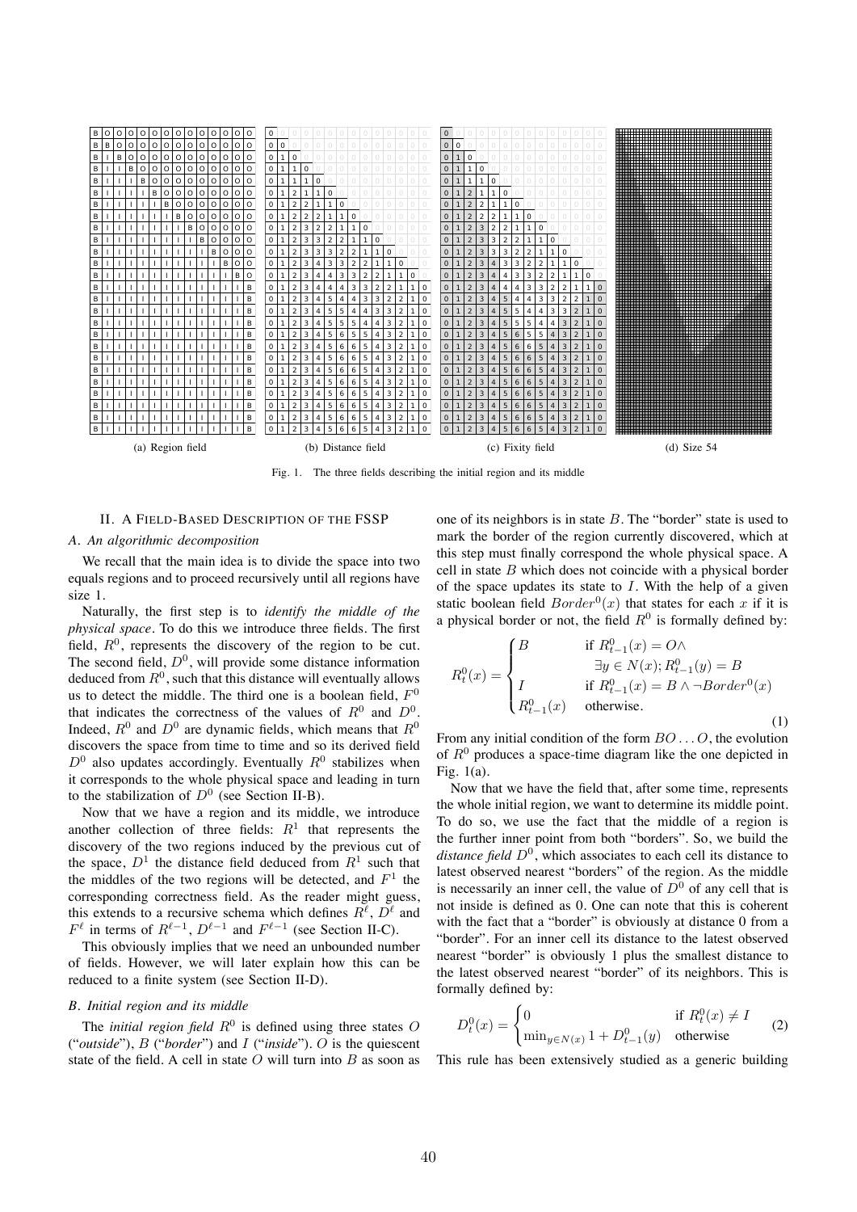Fig. 1. The three fields describing the initial region and its middle

(a) Region field (b) Distance field (c) Fixity field (d) Size 54

## II. A Field-Based Description of the FSSP

### A. An algorithmic decomposition

We recall that the main idea is to divide the space into two equals regions and to proceed recursively until all regions have size 1.

Naturally, the first step is to *identify the middle of the physical space*. To do this we introduce three fields. The first field, $R^0$, represents the discovery of the region to be cut. The second field, $D^0$, will provide some distance information deduced from $R^0$, such that this distance will eventually allows us to detect the middle. The third one is a boolean field, $F^0$ that indicates the correctness of the values of $R^0$ and $D^0$. Indeed, $R^0$ and $D^0$ are dynamic fields, which means that $R^0$ discovers the space from time to time and so its derived field $D^0$ also updates accordingly. Eventually $R^0$ stabilizes when it corresponds to the whole physical space and leading in turn to the stabilization of $D^0$ (see Section II-B).

Now that we have a region and its middle, we introduce another collection of three fields: $R^1$ that represents the discovery of the two regions induced by the previous cut of the space, $D^1$ the distance field deduced from $R^1$ such that the middles of the two regions will be detected, and $F^1$ the corresponding correctness field. As the reader might guess, this extends to a recursive schema which defines $R^\ell$, $D^\ell$ and $F^\ell$ in terms of $R^{\ell-1}$, $D^{\ell-1}$ and $F^{\ell-1}$ (see Section II-C).

This obviously implies that we need an unbounded number of fields. However, we will later explain how this can be reduced to a finite system (see Section II-D).

### B. Initial region and its middle

The *initial region field* $R^0$ is defined using three states $O$ ("*outside*"), $B$ ("*border*") and $I$ ("*inside*"). $O$ is the quiescent state of the field. A cell in state $O$ will turn into $B$ as soon as one of its neighbors is in state $B$. The "border" state is used to mark the border of the region currently discovered, which at this step must finally correspond the whole physical space. A cell in state $B$ which does not coincide with a physical border of the space updates its state to $I$. With the help of a given static boolean field $Border^0(x)$ that states for each $x$ if it is a physical border or not, the field $R^0$ is formally defined by:

$$R^0_t(x) = \begin{cases} B & \text{if } R^0_{t-1}(x) = O \wedge \\ & \quad \exists y \in N(x); R^0_{t-1}(y) = B \\ I & \text{if } R^0_{t-1}(x) = B \wedge \neg Border^0(x) \\ R^0_{t-1}(x) & \text{otherwise.} \end{cases} \tag{1}$$

From any initial condition of the form $BO\ldots O$, the evolution of $R^0$ produces a space-time diagram like the one depicted in Fig. 1(a).

Now that we have the field that, after some time, represents the whole initial region, we want to determine its middle point. To do so, we use the fact that the middle of a region is the further inner point from both "borders". So, we build the *distance field* $D^0$, which associates to each cell its distance to latest observed nearest "borders" of the region. As the middle is necessarily an inner cell, the value of $D^0$ of any cell that is not inside is defined as 0. One can note that this is coherent with the fact that a "border" is obviously at distance 0 from a "border". For an inner cell its distance to the latest observed nearest "border" is obviously 1 plus the smallest distance to the latest observed nearest "border" of its neighbors. This is formally defined by:

$$D^0_t(x) = \begin{cases} 0 & \text{if } R^0_t(x) \neq I \\ \min_{y \in N(x)} 1 + D^0_{t-1}(y) & \text{otherwise} \end{cases} \tag{2}$$

This rule has been extensively studied as a generic building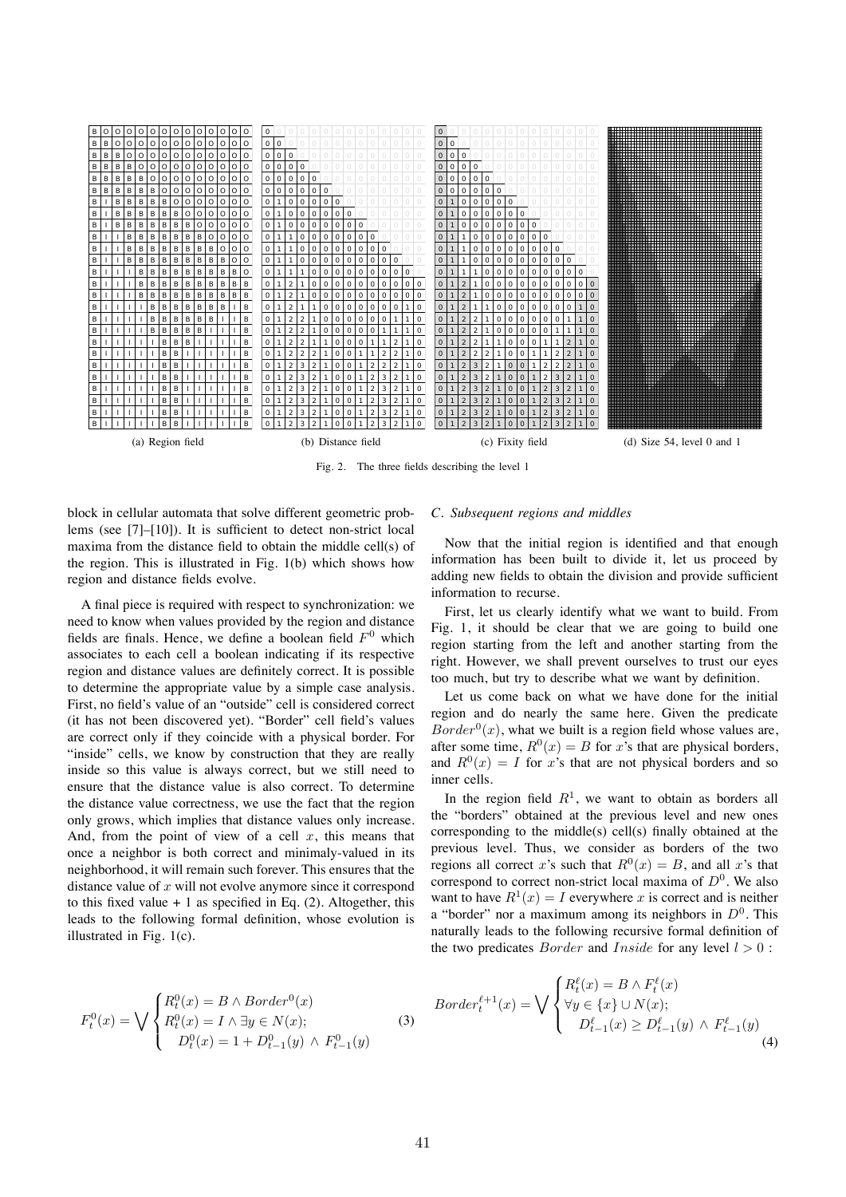(a) Region field (b) Distance field (c) Fixity field (d) Size 54, level 0 and 1

Fig. 2. The three fields describing the level 1

block in cellular automata that solve different geometric problems (see [7]–[10]). It is sufficient to detect non-strict local maxima from the distance field to obtain the middle cell(s) of the region. This is illustrated in Fig. 1(b) which shows how region and distance fields evolve.

A final piece is required with respect to synchronization: we need to know when values provided by the region and distance fields are finals. Hence, we define a boolean field $F^0$ which associates to each cell a boolean indicating if its respective region and distance values are definitely correct. It is possible to determine the appropriate value by a simple case analysis. First, no field's value of an "outside" cell is considered correct (it has not been discovered yet). "Border" cell field's values are correct only if they coincide with a physical border. For "inside" cells, we know by construction that they are really inside so this value is always correct, but we still need to ensure that the distance value is also correct. To determine the distance value correctness, we use the fact that the region only grows, which implies that distance values only increase. And, from the point of view of a cell $x$, this means that once a neighbor is both correct and minimaly-valued in its neighborhood, it will remain such forever. This ensures that the distance value of $x$ will not evolve anymore since it correspond to this fixed value + 1 as specified in Eq. (2). Altogether, this leads to the following formal definition, whose evolution is illustrated in Fig. 1(c).

$$F_t^0(x) = \bigvee \begin{cases} R_t^0(x) = B \wedge Border^0(x) \\ R_t^0(x) = I \wedge \exists y \in N(x); \\ \quad D_t^0(x) = 1 + D_{t-1}^0(y) \;\wedge\; F_{t-1}^0(y) \end{cases} \tag{3}$$

### C. Subsequent regions and middles

Now that the initial region is identified and that enough information has been built to divide it, let us proceed by adding new fields to obtain the division and provide sufficient information to recurse.

First, let us clearly identify what we want to build. From Fig. 1, it should be clear that we are going to build one region starting from the left and another starting from the right. However, we shall prevent ourselves to trust our eyes too much, but try to describe what we want by definition.

Let us come back on what we have done for the initial region and do nearly the same here. Given the predicate $Border^0(x)$, what we built is a region field whose values are, after some time, $R^0(x) = B$ for $x$'s that are physical borders, and $R^0(x) = I$ for $x$'s that are not physical borders and so inner cells.

In the region field $R^1$, we want to obtain as borders all the "borders" obtained at the previous level and new ones corresponding to the middle(s) cell(s) finally obtained at the previous level. Thus, we consider as borders of the two regions all correct $x$'s such that $R^0(x) = B$, and all $x$'s that correspond to correct non-strict local maxima of $D^0$. We also want to have $R^1(x) = I$ everywhere $x$ is correct and is neither a "border" nor a maximum among its neighbors in $D^0$. This naturally leads to the following recursive formal definition of the two predicates $Border$ and $Inside$ for any level $l > 0$ :

$$Border_t^{\ell+1}(x) = \bigvee \begin{cases} R_t^{\ell}(x) = B \wedge F_t^{\ell}(x) \\ \forall y \in \{x\} \cup N(x); \\ \quad D_{t-1}^{\ell}(x) \geq D_{t-1}^{\ell}(y) \;\wedge\; F_{t-1}^{\ell}(y) \end{cases} \tag{4}$$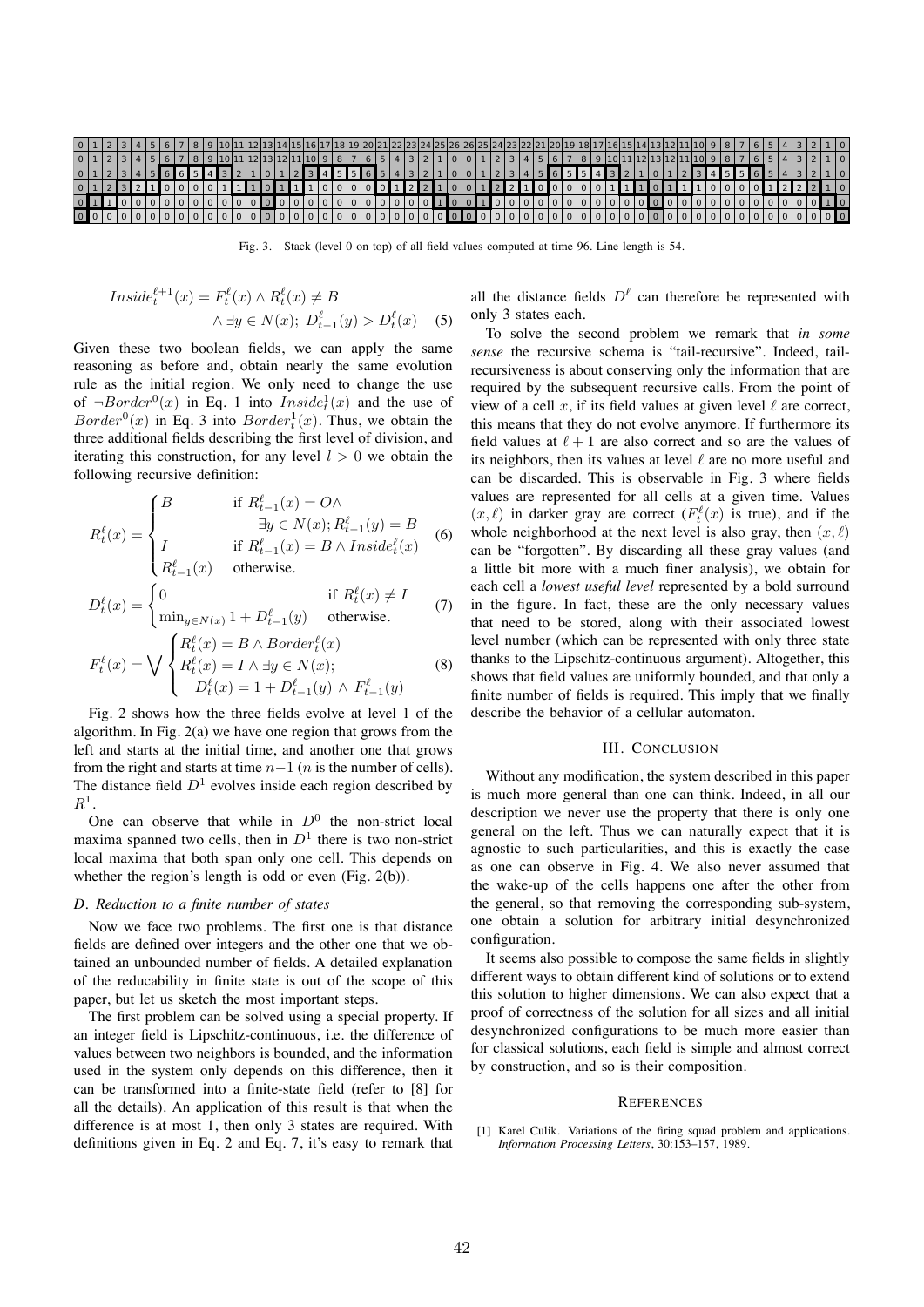| 0 | 1 | 2 | 3 | 4 | 5 | 6 | 7 | 8 | 9 | 10 | 11 | 12 | 13 | 14 | 15 | 16 | 17 | 18 | 19 | 20 | 21 | 22 | 23 | 24 | 25 | 26 | 26 | 25 | 24 | 23 | 22 | 21 | 20 | 19 | 18 | 17 | 16 | 15 | 14 | 13 | 12 | 11 | 10 | 9 | 8 | 7 | 6 | 5 | 4 | 3 | 2 | 1 | 0 |
|---|---|---|---|---|---|---|---|---|---|---|---|---|---|---|---|---|---|---|---|---|---|---|---|---|---|---|---|---|---|---|---|---|---|---|---|---|---|---|---|---|---|---|---|---|---|---|---|---|---|---|---|---|---|
| 0 | 1 | 2 | 3 | 4 | 5 | 6 | 7 | 8 | 9 | 10 | 11 | 12 | 13 | 12 | 11 | 10 | 9 | 8 | 7 | 6 | 5 | 4 | 3 | 2 | 1 | 0 | 0 | 1 | 2 | 3 | 4 | 5 | 6 | 7 | 8 | 9 | 10 | 11 | 12 | 13 | 12 | 11 | 10 | 9 | 8 | 7 | 6 | 5 | 4 | 3 | 2 | 1 | 0 |
| 0 | 1 | 2 | 3 | 4 | 5 | 6 | 6 | 5 | 4 | 3 | 2 | 1 | 0 | 1 | 2 | 3 | 4 | 5 | 5 | 6 | 5 | 4 | 3 | 2 | 1 | 0 | 0 | 1 | 2 | 3 | 4 | 5 | 6 | 5 | 5 | 4 | 3 | 2 | 1 | 0 | 1 | 2 | 3 | 4 | 5 | 5 | 6 | 5 | 4 | 3 | 2 | 1 | 0 |
| 0 | 1 | 2 | 3 | 2 | 1 | 0 | 0 | 0 | 0 | 1 | 1 | 1 | 0 | 1 | 1 | 1 | 0 | 0 | 0 | 0 | 0 | 1 | 2 | 2 | 1 | 0 | 0 | 1 | 2 | 2 | 1 | 0 | 0 | 0 | 0 | 0 | 1 | 1 | 1 | 0 | 1 | 1 | 1 | 0 | 0 | 0 | 0 | 1 | 2 | 2 | 2 | 1 | 0 |
| 0 | 1 | 1 | 0 | 0 | 0 | 0 | 0 | 0 | 0 | 0 | 0 | 0 | 0 | 0 | 0 | 0 | 0 | 0 | 0 | 0 | 0 | 0 | 0 | 1 | 0 | 0 | 1 | 0 | 0 | 0 | 0 | 0 | 0 | 0 | 0 | 0 | 0 | 0 | 0 | 0 | 0 | 0 | 0 | 0 | 0 | 0 | 0 | 0 | 0 | 0 | 0 | 1 | 0 |
| 0 | 0 | 0 | 0 | 0 | 0 | 0 | 0 | 0 | 0 | 0 | 0 | 0 | 0 | 0 | 0 | 0 | 0 | 0 | 0 | 0 | 0 | 0 | 0 | 0 | 0 | 0 | 0 | 0 | 0 | 0 | 0 | 0 | 0 | 0 | 0 | 0 | 0 | 0 | 0 | 0 | 0 | 0 | 0 | 0 | 0 | 0 | 0 | 0 | 0 | 0 | 0 | 0 | 0 |

Fig. 3. Stack (level 0 on top) of all field values computed at time 96. Line length is 54.

$$Inside_t^{\ell+1}(x) = F_t^{\ell}(x) \wedge R_t^{\ell}(x) \neq B \wedge \exists y \in N(x);\ D_{t-1}^{\ell}(y) > D_t^{\ell}(x) \quad (5)$$

Given these two boolean fields, we can apply the same reasoning as before and, obtain nearly the same evolution rule as the initial region. We only need to change the use of $\neg Border^0(x)$ in Eq. 1 into $Inside_t^1(x)$ and the use of $Border^0(x)$ in Eq. 3 into $Border_t^1(x)$. Thus, we obtain the three additional fields describing the first level of division, and iterating this construction, for any level $l > 0$ we obtain the following recursive definition:

$$R_t^{\ell}(x) = \begin{cases} B & \text{if } R_{t-1}^{\ell}(x) = O \wedge \\ & \quad \exists y \in N(x); R_{t-1}^{\ell}(y) = B \\ I & \text{if } R_{t-1}^{\ell}(x) = B \wedge Inside_t^{\ell}(x) \\ R_{t-1}^{\ell}(x) & \text{otherwise.} \end{cases} \quad (6)$$

$$D_t^{\ell}(x) = \begin{cases} 0 & \text{if } R_t^{\ell}(x) \neq I \\ \min_{y \in N(x)} 1 + D_{t-1}^{\ell}(y) & \text{otherwise.} \end{cases} \quad (7)$$

$$F_t^{\ell}(x) = \bigvee \begin{cases} R_t^{\ell}(x) = B \wedge Border_t^{\ell}(x) \\ R_t^{\ell}(x) = I \wedge \exists y \in N(x); \\ \quad D_t^{\ell}(x) = 1 + D_{t-1}^{\ell}(y) \wedge F_{t-1}^{\ell}(y) \end{cases} \quad (8)$$

Fig. 2 shows how the three fields evolve at level 1 of the algorithm. In Fig. 2(a) we have one region that grows from the left and starts at the initial time, and another one that grows from the right and starts at time $n-1$ ($n$ is the number of cells). The distance field $D^1$ evolves inside each region described by $R^1$.

One can observe that while in $D^0$ the non-strict local maxima spanned two cells, then in $D^1$ there is two non-strict local maxima that both span only one cell. This depends on whether the region's length is odd or even (Fig. 2(b)).

### *D. Reduction to a finite number of states*

Now we face two problems. The first one is that distance fields are defined over integers and the other one that we obtained an unbounded number of fields. A detailed explanation of the reducibility in finite state is out of the scope of this paper, but let us sketch the most important steps.

The first problem can be solved using a special property. If an integer field is Lipschitz-continuous, i.e. the difference of values between two neighbors is bounded, and the information used in the system only depends on this difference, then it can be transformed into a finite-state field (refer to [8] for all the details). An application of this result is that when the difference is at most 1, then only 3 states are required. With definitions given in Eq. 2 and Eq. 7, it's easy to remark that all the distance fields $D^{\ell}$ can therefore be represented with only 3 states each.

To solve the second problem we remark that *in some sense* the recursive schema is "tail-recursive". Indeed, tail-recursiveness is about conserving only the information that are required by the subsequent recursive calls. From the point of view of a cell $x$, if its field values at given level $\ell$ are correct, this means that they do not evolve anymore. If furthermore its field values at $\ell + 1$ are also correct and so are the values of its neighbors, then its values at level $\ell$ are no more useful and can be discarded. This is observable in Fig. 3 where fields values are represented for all cells at a given time. Values $(x, \ell)$ in darker gray are correct ($F_t^{\ell}(x)$ is true), and if the whole neighborhood at the next level is also gray, then $(x, \ell)$ can be "forgotten". By discarding all these gray values (and a little bit more with a much finer analysis), we obtain for each cell a *lowest useful level* represented by a bold surround in the figure. In fact, these are the only necessary values that need to be stored, along with their associated lowest level number (which can be represented with only three state thanks to the Lipschitz-continuous argument). Altogether, this shows that field values are uniformly bounded, and that only a finite number of fields is required. This imply that we finally describe the behavior of a cellular automaton.

## III. Conclusion

Without any modification, the system described in this paper is much more general than one can think. Indeed, in all our description we never use the property that there is only one general on the left. Thus we can naturally expect that it is agnostic to such particularities, and this is exactly the case as one can observe in Fig. 4. We also never assumed that the wake-up of the cells happens one after the other from the general, so that removing the corresponding sub-system, one obtain a solution for arbitrary initial desynchronized configuration.

It seems also possible to compose the same fields in slightly different ways to obtain different kind of solutions or to extend this solution to higher dimensions. We can also expect that a proof of correctness of the solution for all sizes and all initial desynchronized configurations to be much more easier than for classical solutions, each field is simple and almost correct by construction, and so is their composition.

## References

[1] Karel Culik. Variations of the firing squad problem and applications. *Information Processing Letters*, 30:153–157, 1989.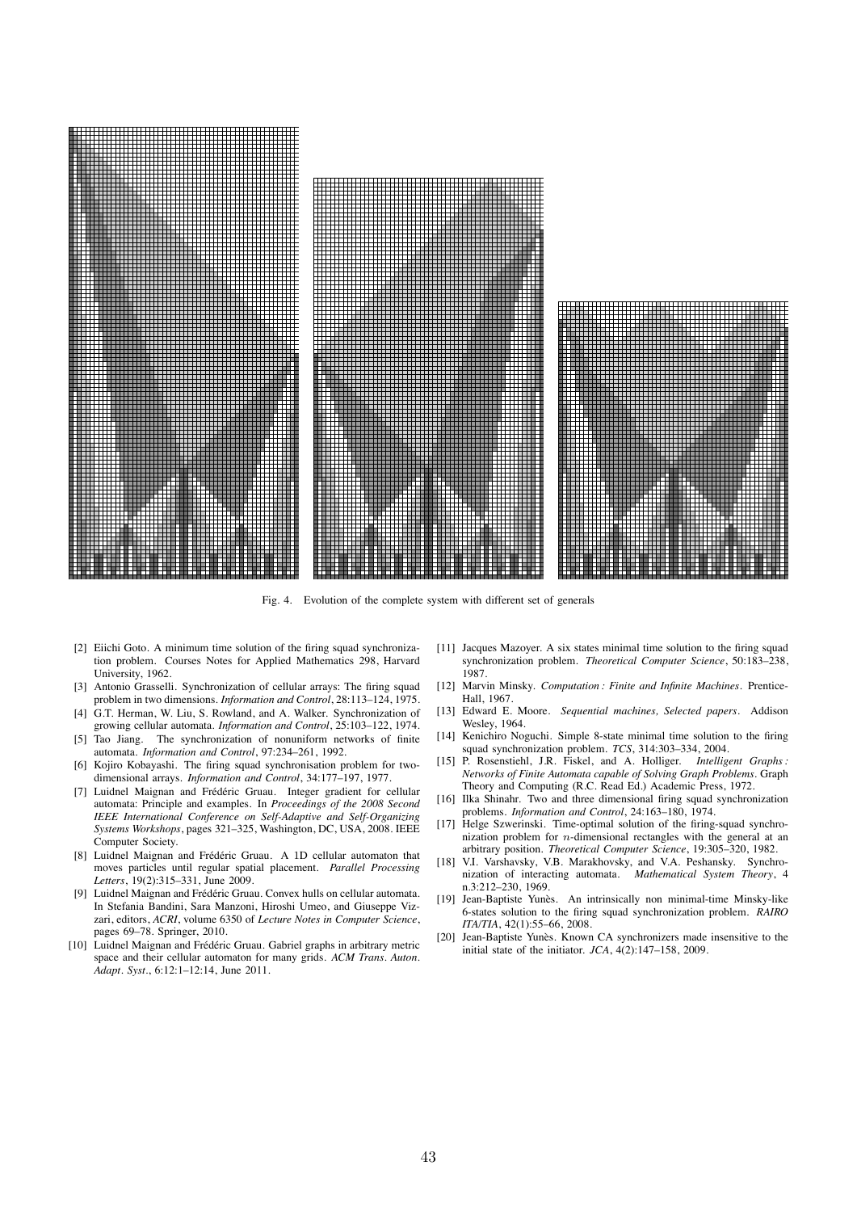Fig. 4. Evolution of the complete system with different set of generals

[2] Eiichi Goto. A minimum time solution of the firing squad synchronization problem. Courses Notes for Applied Mathematics 298, Harvard University, 1962.

[3] Antonio Grasselli. Synchronization of cellular arrays: The firing squad problem in two dimensions. *Information and Control*, 28:113–124, 1975.

[4] G.T. Herman, W. Liu, S. Rowland, and A. Walker. Synchronization of growing cellular automata. *Information and Control*, 25:103–122, 1974.

[5] Tao Jiang. The synchronization of nonuniform networks of finite automata. *Information and Control*, 97:234–261, 1992.

[6] Kojiro Kobayashi. The firing squad synchronisation problem for two-dimensional arrays. *Information and Control*, 34:177–197, 1977.

[7] Luidnel Maignan and Frédéric Gruau. Integer gradient for cellular automata: Principle and examples. In *Proceedings of the 2008 Second IEEE International Conference on Self-Adaptive and Self-Organizing Systems Workshops*, pages 321–325, Washington, DC, USA, 2008. IEEE Computer Society.

[8] Luidnel Maignan and Frédéric Gruau. A 1D cellular automaton that moves particles until regular spatial placement. *Parallel Processing Letters*, 19(2):315–331, June 2009.

[9] Luidnel Maignan and Frédéric Gruau. Convex hulls on cellular automata. In Stefania Bandini, Sara Manzoni, Hiroshi Umeo, and Giuseppe Vizzari, editors, *ACRI*, volume 6350 of *Lecture Notes in Computer Science*, pages 69–78. Springer, 2010.

[10] Luidnel Maignan and Frédéric Gruau. Gabriel graphs in arbitrary metric space and their cellular automaton for many grids. *ACM Trans. Auton. Adapt. Syst.*, 6:12:1–12:14, June 2011.

[11] Jacques Mazoyer. A six states minimal time solution to the firing squad synchronization problem. *Theoretical Computer Science*, 50:183–238, 1987.

[12] Marvin Minsky. *Computation : Finite and Infinite Machines*. Prentice-Hall, 1967.

[13] Edward E. Moore. *Sequential machines, Selected papers*. Addison Wesley, 1964.

[14] Kenichiro Noguchi. Simple 8-state minimal time solution to the firing squad synchronization problem. *TCS*, 314:303–334, 2004.

[15] P. Rosenstiehl, J.R. Fiskel, and A. Holliger. *Intelligent Graphs : Networks of Finite Automata capable of Solving Graph Problems*. Graph Theory and Computing (R.C. Read Ed.) Academic Press, 1972.

[16] Ilka Shinahr. Two and three dimensional firing squad synchronization problems. *Information and Control*, 24:163–180, 1974.

[17] Helge Szwerinski. Time-optimal solution of the firing-squad synchronization problem for $n$-dimensional rectangles with the general at an arbitrary position. *Theoretical Computer Science*, 19:305–320, 1982.

[18] V.I. Varshavsky, V.B. Marakhovsky, and V.A. Peshansky. Synchronization of interacting automata. *Mathematical System Theory*, 4 n.3:212–230, 1969.

[19] Jean-Baptiste Yunès. An intrinsically non minimal-time Minsky-like 6-states solution to the firing squad synchronization problem. *RAIRO ITA/TIA*, 42(1):55–66, 2008.

[20] Jean-Baptiste Yunès. Known CA synchronizers made insensitive to the initial state of the initiator. *JCA*, 4(2):147–158, 2009.